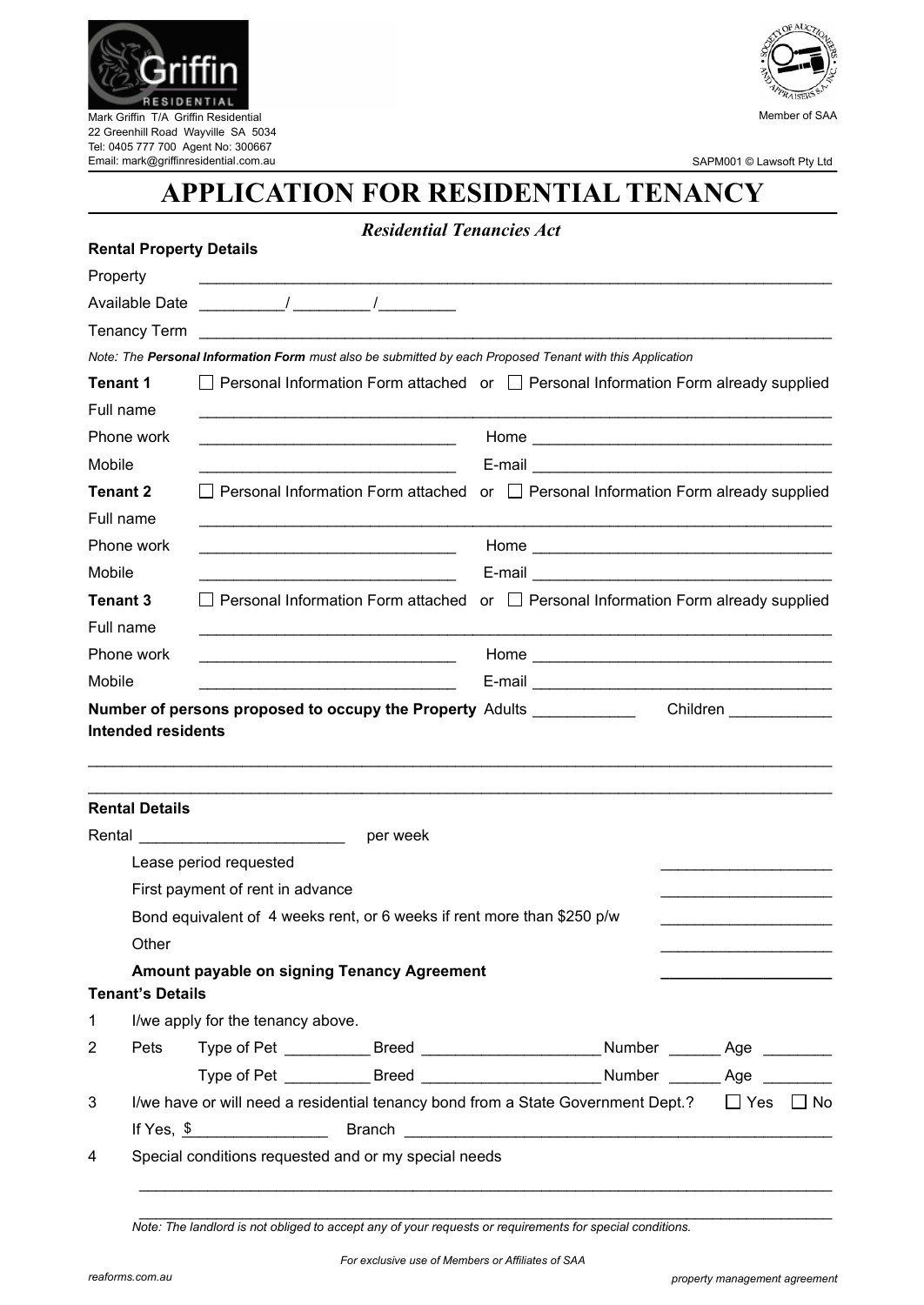Mark Griffin T/A Griffin Residential
22 Greenhill Road Wayville SA 5034
Tel: 0405 777 700 Agent No: 300667
Email: mark@griffinresidential.com.au

Member of SAA

SAPM001 © Lawsoft Pty Ltd

# APPLICATION FOR RESIDENTIAL TENANCY

***Residential Tenancies Act***

**Rental Property Details**

Property ______________________________________________

Available Date ______/______/______

Tenancy Term ______________________________________________

*Note: The **Personal Information Form** must also be submitted by each Proposed Tenant with this Application*

**Tenant 1** ☐ Personal Information Form attached or ☐ Personal Information Form already supplied

Full name ______________________________________________

Phone work ____________________ Home ____________________

Mobile ____________________ E-mail ____________________

**Tenant 2** ☐ Personal Information Form attached or ☐ Personal Information Form already supplied

Full name ______________________________________________

Phone work ____________________ Home ____________________

Mobile ____________________ E-mail ____________________

**Tenant 3** ☐ Personal Information Form attached or ☐ Personal Information Form already supplied

Full name ______________________________________________

Phone work ____________________ Home ____________________

Mobile ____________________ E-mail ____________________

**Number of persons proposed to occupy the Property** Adults __________ Children __________

**Intended residents**

______________________________________________

______________________________________________

**Rental Details**

Rental ____________________ per week

| | |
|---|---|
| Lease period requested | ____________ |
| First payment of rent in advance | ____________ |
| Bond equivalent of 4 weeks rent, or 6 weeks if rent more than $250 p/w | ____________ |
| Other | ____________ |
| **Amount payable on signing Tenancy Agreement** | ____________ |

**Tenant's Details**

1. I/we apply for the tenancy above.
2. Pets Type of Pet ________ Breed ________________ Number ______ Age ______
   Type of Pet ________ Breed ________________ Number ______ Age ______
3. I/we have or will need a residential tenancy bond from a State Government Dept.? ☐ Yes ☐ No
   If Yes, $____________ Branch ______________________________
4. Special conditions requested and or my special needs

   ______________________________________________

   ______________________________________________

   *Note: The landlord is not obliged to accept any of your requests or requirements for special conditions.*

*For exclusive use of Members or Affiliates of SAA*

reaforms.com.au

*property management agreement*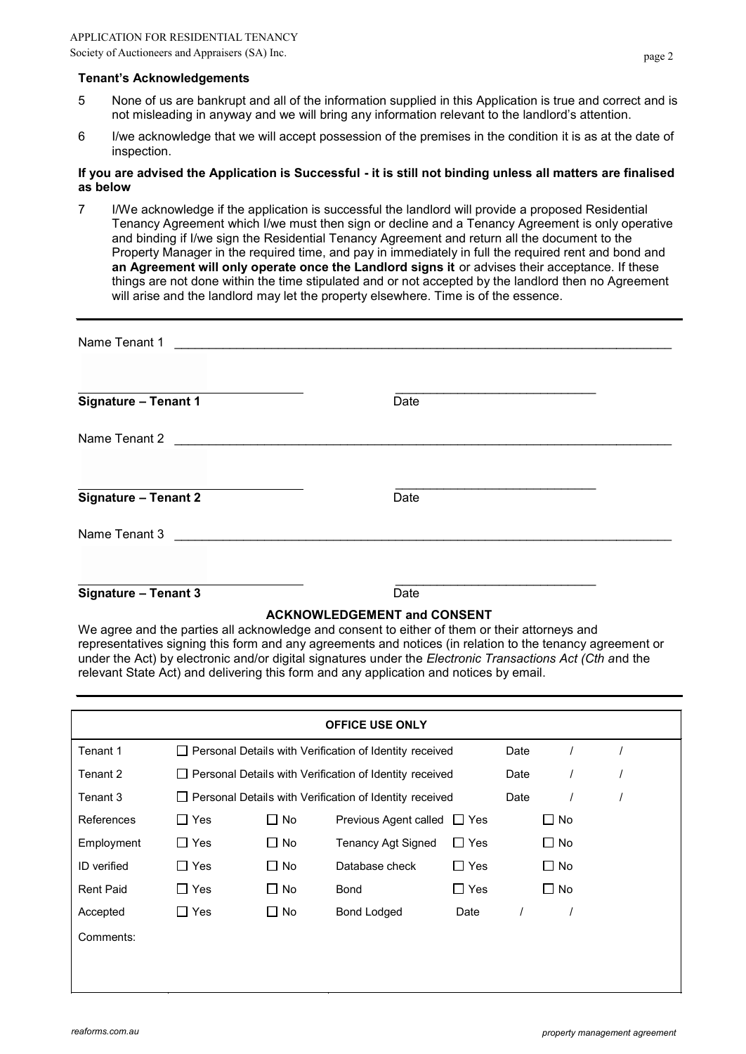### Tenant's Acknowledgements

5 None of us are bankrupt and all of the information supplied in this Application is true and correct and is not misleading in anyway and we will bring any information relevant to the landlord's attention.

6 I/we acknowledge that we will accept possession of the premises in the condition it is as at the date of inspection.

**If you are advised the Application is Successful - it is still not binding unless all matters are finalised as below**

7 I/We acknowledge if the application is successful the landlord will provide a proposed Residential Tenancy Agreement which I/we must then sign or decline and a Tenancy Agreement is only operative and binding if I/we sign the Residential Tenancy Agreement and return all the document to the Property Manager in the required time, and pay in immediately in full the required rent and bond and **an Agreement will only operate once the Landlord signs it** or advises their acceptance. If these things are not done within the time stipulated and or not accepted by the landlord then no Agreement will arise and the landlord may let the property elsewhere. Time is of the essence.

Name Tenant 1 ______________________________________________

______________________________ ______________________________
**Signature – Tenant 1** Date

Name Tenant 2 ______________________________________________

______________________________ ______________________________
**Signature – Tenant 2** Date

Name Tenant 3 ______________________________________________

______________________________ ______________________________
**Signature – Tenant 3** Date

**ACKNOWLEDGEMENT and CONSENT**

We agree and the parties all acknowledge and consent to either of them or their attorneys and representatives signing this form and any agreements and notices (in relation to the tenancy agreement or under the Act) by electronic and/or digital signatures under the *Electronic Transactions Act (Cth a*nd the relevant State Act) and delivering this form and any application and notices by email.

| OFFICE USE ONLY | | | | | | |
|---|---|---|---|---|---|---|
| Tenant 1 | ☐ Personal Details with Verification of Identity received | | | | Date | / / |
| Tenant 2 | ☐ Personal Details with Verification of Identity received | | | | Date | / / |
| Tenant 3 | ☐ Personal Details with Verification of Identity received | | | | Date | / / |
| References | ☐ Yes | ☐ No | Previous Agent called | ☐ Yes | | ☐ No |
| Employment | ☐ Yes | ☐ No | Tenancy Agt Signed | ☐ Yes | | ☐ No |
| ID verified | ☐ Yes | ☐ No | Database check | ☐ Yes | | ☐ No |
| Rent Paid | ☐ Yes | ☐ No | Bond | ☐ Yes | | ☐ No |
| Accepted | ☐ Yes | ☐ No | Bond Lodged | Date | / | / |
| Comments: | | | | | | |